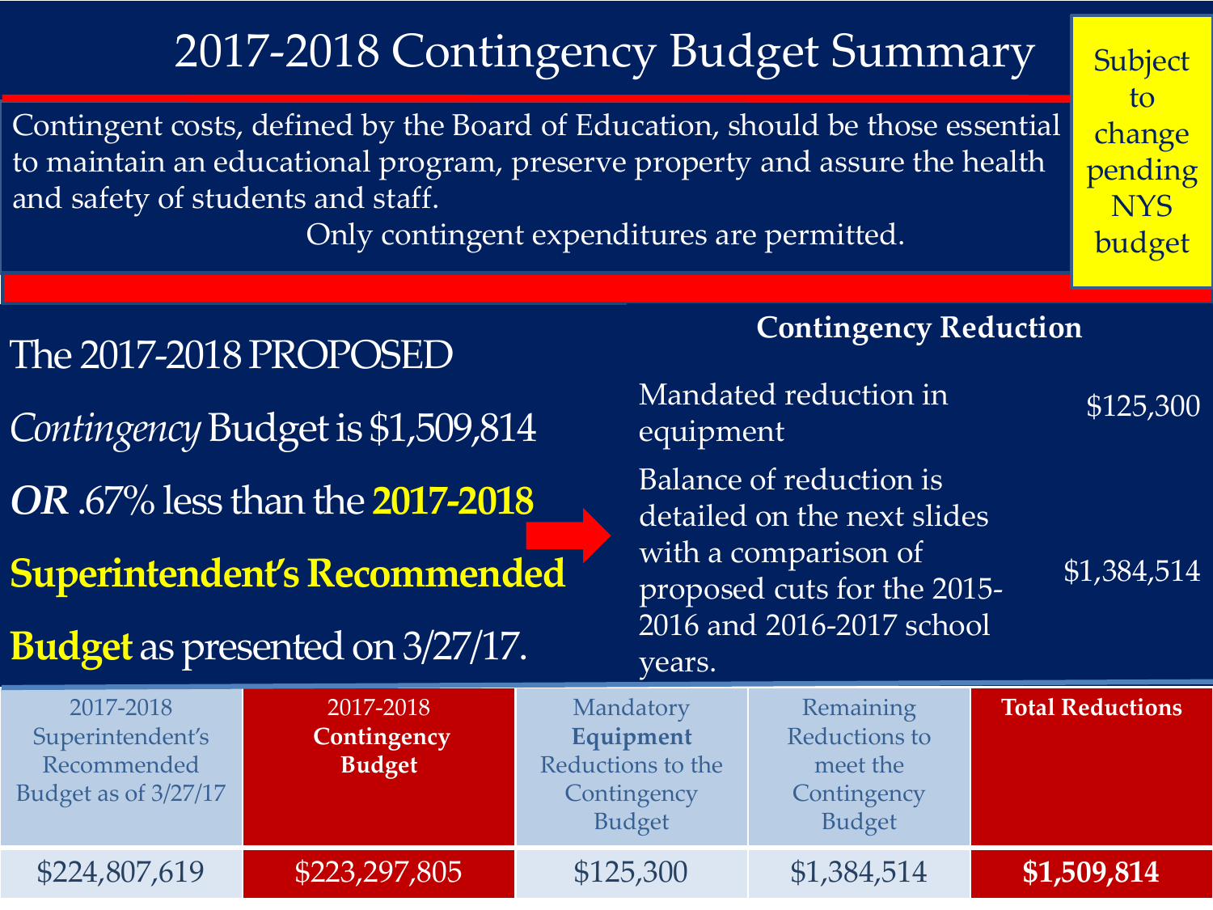# 2017-2018 Contingency Budget Summary

**Subject to change pending NYS budget**

Contingent costs, defined by the Board of Education, should be those essential to maintain an educational program, preserve property and assure the health and safety of students and staff.

Only contingent expenditures are permitted.

The 2017-2018 PROPOSED *Contingency* Budget is $1,509,814 ***OR*** .67% less than the **2017-2018 Superintendent's Recommended Budget** as presented on 3/27/17.

**Contingency Reduction**

| | |
|---|---|
| Mandated reduction in equipment | $125,300 |
| Balance of reduction is detailed on the next slides with a comparison of proposed cuts for the 2015-2016 and 2016-2017 school years. | $1,384,514 |

| 2017-2018 Superintendent's Recommended Budget as of 3/27/17 | 2017-2018 **Contingency Budget** | Mandatory **Equipment** Reductions to the Contingency Budget | Remaining Reductions to meet the Contingency Budget | **Total Reductions** |
|---|---|---|---|---|
| $224,807,619 | $223,297,805 | $125,300 | $1,384,514 | **$1,509,814** |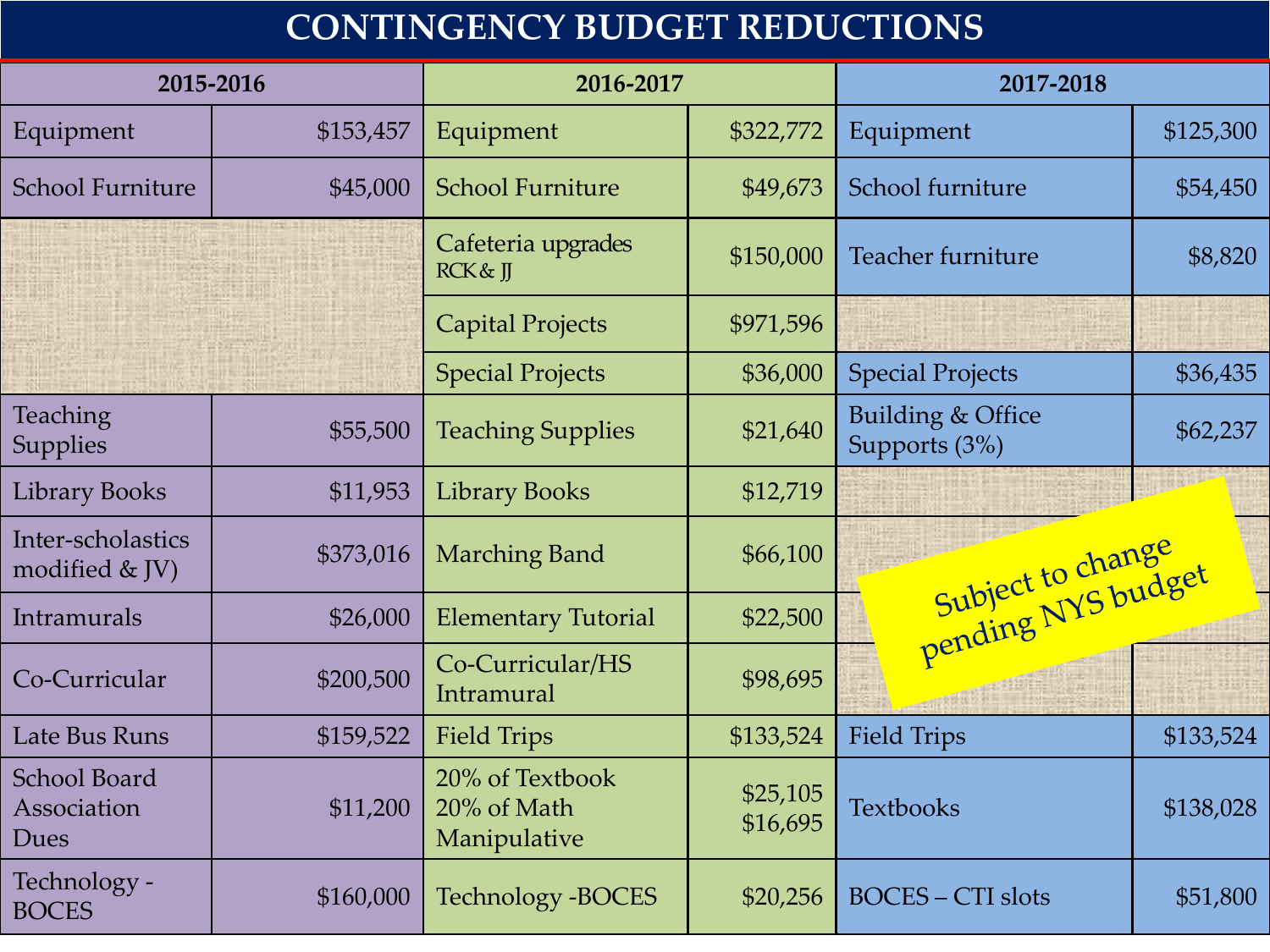# CONTINGENCY BUDGET REDUCTIONS

| 2015-2016 | | 2016-2017 | | 2017-2018 | |
|---|---|---|---|---|---|
| Equipment | $153,457 | Equipment | $322,772 | Equipment | $125,300 |
| School Furniture | $45,000 | School Furniture | $49,673 | School furniture | $54,450 |
| | | Cafeteria upgrades RCK & JJ | $150,000 | Teacher furniture | $8,820 |
| | | Capital Projects | $971,596 | | |
| | | Special Projects | $36,000 | Special Projects | $36,435 |
| Teaching Supplies | $55,500 | Teaching Supplies | $21,640 | Building & Office Supports (3%) | $62,237 |
| Library Books | $11,953 | Library Books | $12,719 | | |
| Inter-scholastics modified & JV) | $373,016 | Marching Band | $66,100 | | |
| Intramurals | $26,000 | Elementary Tutorial | $22,500 | | |
| Co-Curricular | $200,500 | Co-Curricular/HS Intramural | $98,695 | | |
| Late Bus Runs | $159,522 | Field Trips | $133,524 | Field Trips | $133,524 |
| School Board Association Dues | $11,200 | 20% of Textbook<br>20% of Math Manipulative | $25,105<br>$16,695 | Textbooks | $138,028 |
| Technology - BOCES | $160,000 | Technology -BOCES | $20,256 | BOCES – CTI slots | $51,800 |

Subject to change pending NYS budget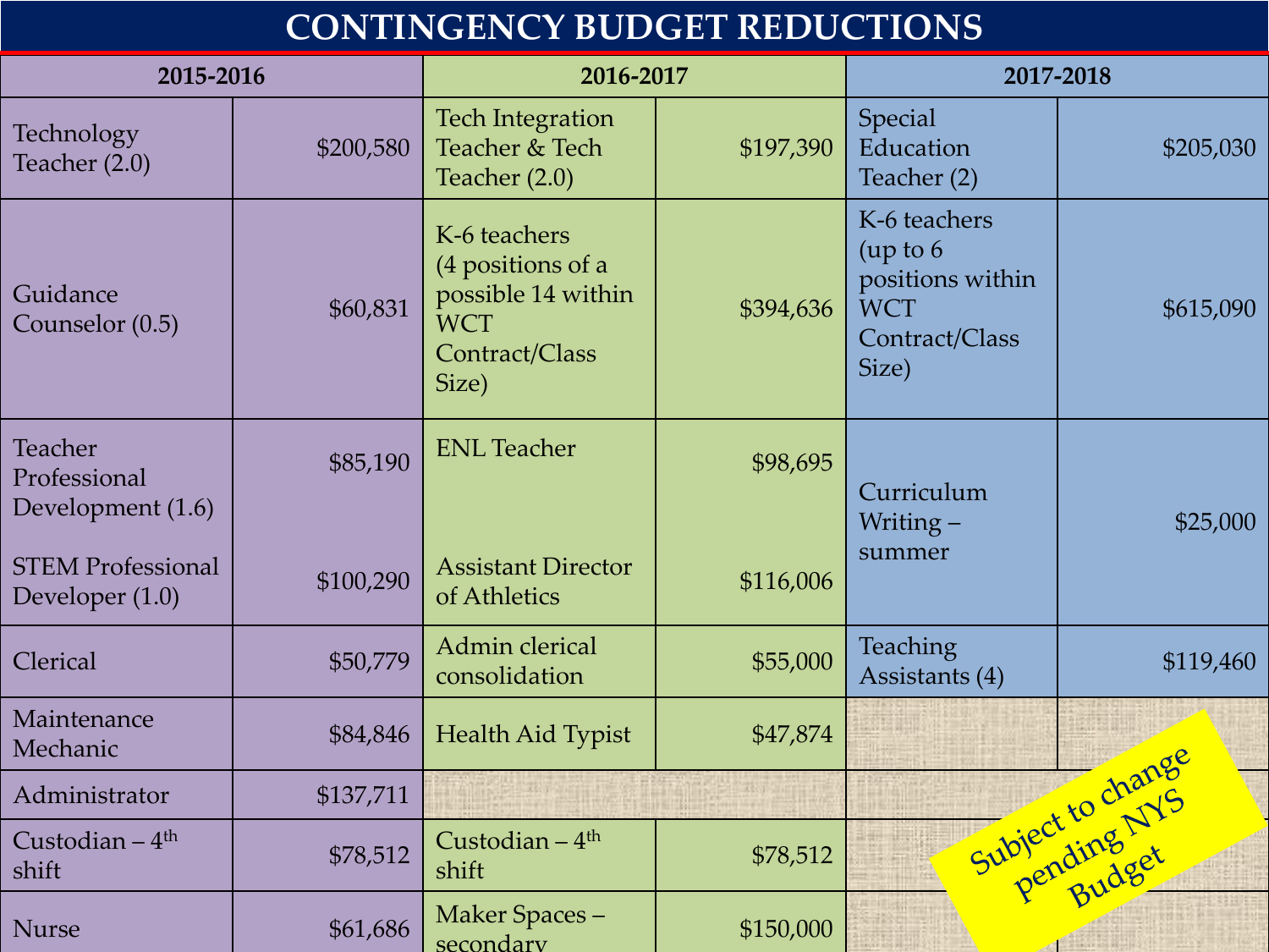# CONTINGENCY BUDGET REDUCTIONS

| 2015-2016 | | 2016-2017 | | 2017-2018 | |
|---|---|---|---|---|---|
| Technology Teacher (2.0) | $200,580 | Tech Integration Teacher & Tech Teacher (2.0) | $197,390 | Special Education Teacher (2) | $205,030 |
| Guidance Counselor (0.5) | $60,831 | K-6 teachers (4 positions of a possible 14 within WCT Contract/Class Size) | $394,636 | K-6 teachers (up to 6 positions within WCT Contract/Class Size) | $615,090 |
| Teacher Professional Development (1.6) | $85,190 | ENL Teacher | $98,695 | Curriculum Writing – summer | $25,000 |
| STEM Professional Developer (1.0) | $100,290 | Assistant Director of Athletics | $116,006 | | |
| Clerical | $50,779 | Admin clerical consolidation | $55,000 | Teaching Assistants (4) | $119,460 |
| Maintenance Mechanic | $84,846 | Health Aid Typist | $47,874 | | |
| Administrator | $137,711 | | | | |
| Custodian – 4th shift | $78,512 | Custodian – 4th shift | $78,512 | | |
| Nurse | $61,686 | Maker Spaces – secondary | $150,000 | | |

Subject to change pending NYS Budget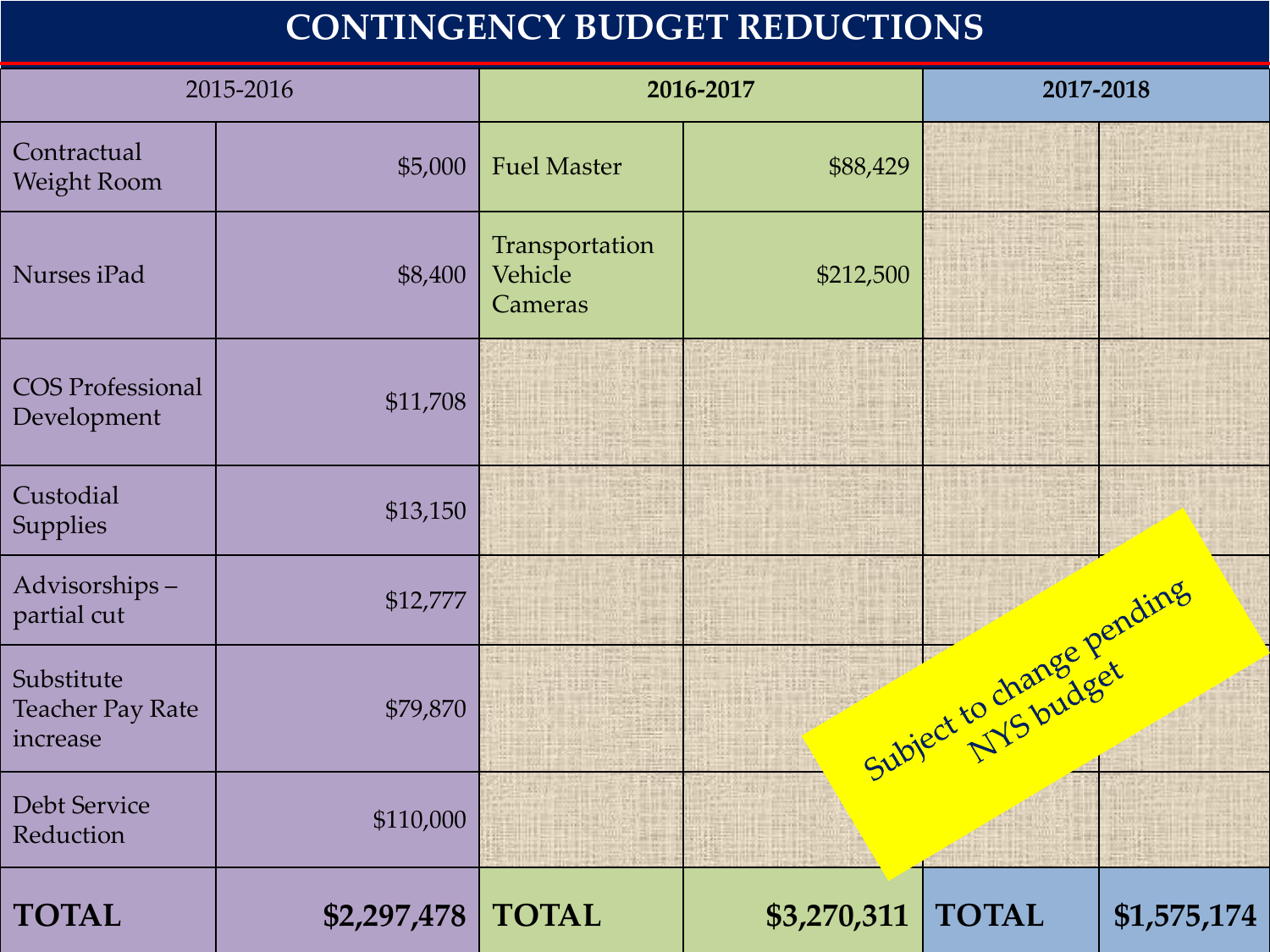# CONTINGENCY BUDGET REDUCTIONS

| 2015-2016 | | 2016-2017 | | 2017-2018 | |
|---|---|---|---|---|---|
| Contractual Weight Room | $5,000 | Fuel Master | $88,429 | | |
| Nurses iPad | $8,400 | Transportation Vehicle Cameras | $212,500 | | |
| COS Professional Development | $11,708 | | | | |
| Custodial Supplies | $13,150 | | | | |
| Advisorships – partial cut | $12,777 | | | | |
| Substitute Teacher Pay Rate increase | $79,870 | | | | |
| Debt Service Reduction | $110,000 | | | | |
| **TOTAL** | **$2,297,478** | **TOTAL** | **$3,270,311** | **TOTAL** | **$1,575,174** |

Subject to change pending NYS budget